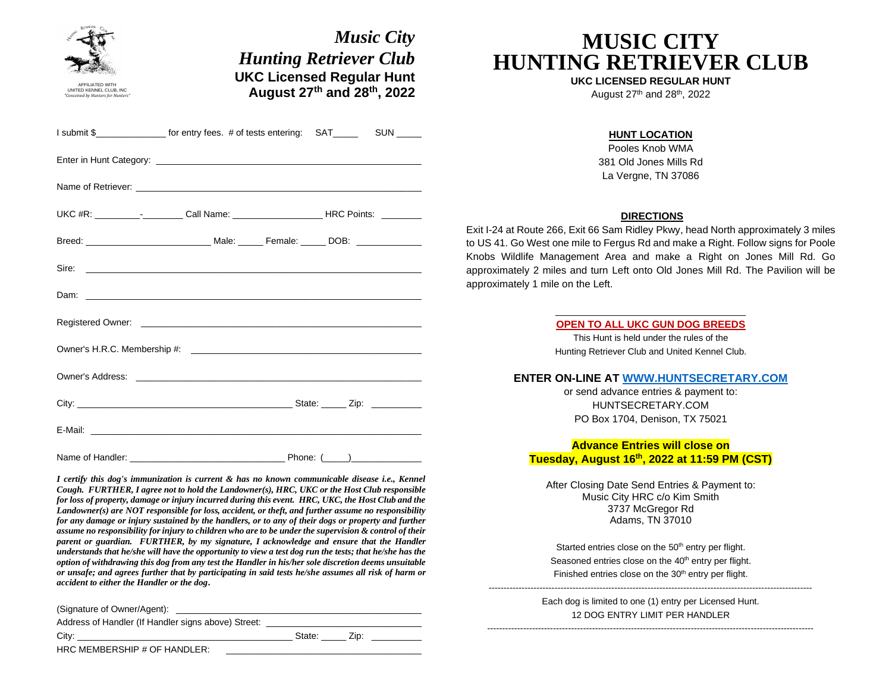AFFILIATED WITH
UNITED KENNEL CLUB, INC
*"Conceived by Hunters for Hunters"*

# *Music City Hunting Retriever Club*

**UKC Licensed Regular Hunt**
**August 27th and 28th, 2022**

I submit $______________ for entry fees. # of tests entering: SAT_____ SUN _____

Enter in Hunt Category: ____________________________________________________

Name of Retriever: ____________________________________________________

UKC #R: _________-________ Call Name: _________________ HRC Points: ________

Breed: ________________________ Male: _____ Female: _____ DOB: _____________

Sire: ____________________________________________________

Dam: ____________________________________________________

Registered Owner: ____________________________________________________

Owner's H.R.C. Membership #: ____________________________________________

Owner's Address: ____________________________________________________

City: __________________________________________ State: _____ Zip: __________

E-Mail: ____________________________________________________

Name of Handler: ______________________________ Phone: (_____)______________

***I certify this dog's immunization is current & has no known communicable disease i.e., Kennel Cough. FURTHER, I agree not to hold the Landowner(s), HRC, UKC or the Host Club responsible for loss of property, damage or injury incurred during this event. HRC, UKC, the Host Club and the Landowner(s) are NOT responsible for loss, accident, or theft, and further assume no responsibility for any damage or injury sustained by the handlers, or to any of their dogs or property and further assume no responsibility for injury to children who are to be under the supervision & control of their parent or guardian. FURTHER, by my signature, I acknowledge and ensure that the Handler understands that he/she will have the opportunity to view a test dog run the tests; that he/she has the option of withdrawing this dog from any test the Handler in his/her sole discretion deems unsuitable or unsafe; and agrees further that by participating in said tests he/she assumes all risk of harm or accident to either the Handler or the dog.***

(Signature of Owner/Agent): ____________________________________________

Address of Handler (If Handler signs above) Street: ____________________________

City: __________________________________________ State: _____ Zip: __________

HRC MEMBERSHIP # OF HANDLER: ______________________________________

# MUSIC CITY HUNTING RETRIEVER CLUB

**UKC LICENSED REGULAR HUNT**
August 27th and 28th, 2022

**HUNT LOCATION**

Pooles Knob WMA
381 Old Jones Mills Rd
La Vergne, TN 37086

**DIRECTIONS**

Exit I-24 at Route 266, Exit 66 Sam Ridley Pkwy, head North approximately 3 miles to US 41. Go West one mile to Fergus Rd and make a Right. Follow signs for Poole Knobs Wildlife Management Area and make a Right on Jones Mill Rd. Go approximately 2 miles and turn Left onto Old Jones Mill Rd. The Pavilion will be approximately 1 mile on the Left.

**OPEN TO ALL UKC GUN DOG BREEDS**

This Hunt is held under the rules of the Hunting Retriever Club and United Kennel Club.

**ENTER ON-LINE AT WWW.HUNTSECRETARY.COM**

or send advance entries & payment to:
HUNTSECRETARY.COM
PO Box 1704, Denison, TX 75021

**Advance Entries will close on Tuesday, August 16th, 2022 at 11:59 PM (CST)**

After Closing Date Send Entries & Payment to:
Music City HRC c/o Kim Smith
3737 McGregor Rd
Adams, TN 37010

Started entries close on the 50th entry per flight.
Seasoned entries close on the 40th entry per flight.
Finished entries close on the 30th entry per flight.

---

Each dog is limited to one (1) entry per Licensed Hunt.
12 DOG ENTRY LIMIT PER HANDLER

---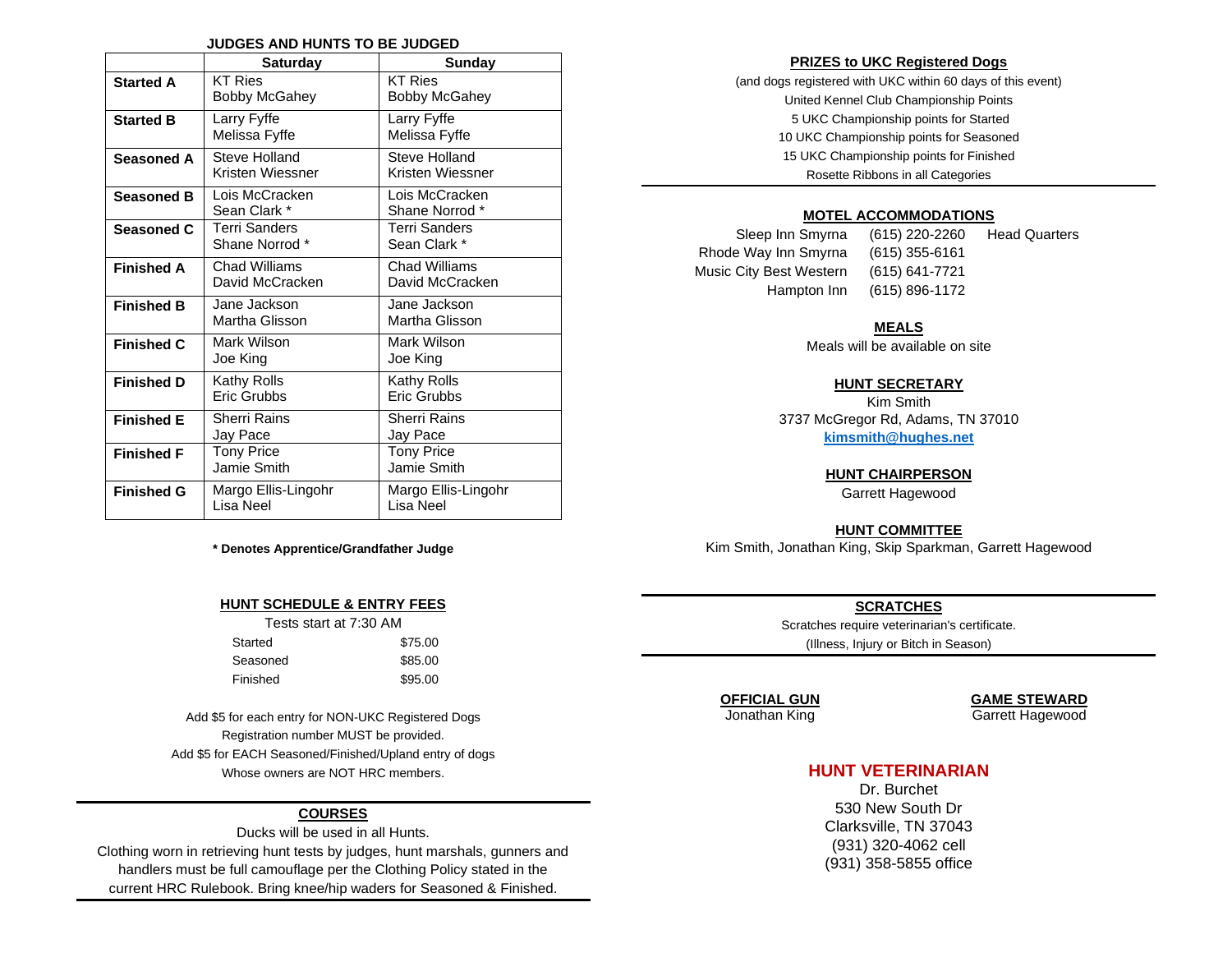## JUDGES AND HUNTS TO BE JUDGED

| | Saturday | Sunday |
|---|---|---|
| **Started A** | KT Ries<br>Bobby McGahey | KT Ries<br>Bobby McGahey |
| **Started B** | Larry Fyffe<br>Melissa Fyffe | Larry Fyffe<br>Melissa Fyffe |
| **Seasoned A** | Steve Holland<br>Kristen Wiessner | Steve Holland<br>Kristen Wiessner |
| **Seasoned B** | Lois McCracken<br>Sean Clark * | Lois McCracken<br>Shane Norrod * |
| **Seasoned C** | Terri Sanders<br>Shane Norrod * | Terri Sanders<br>Sean Clark * |
| **Finished A** | Chad Williams<br>David McCracken | Chad Williams<br>David McCracken |
| **Finished B** | Jane Jackson<br>Martha Glisson | Jane Jackson<br>Martha Glisson |
| **Finished C** | Mark Wilson<br>Joe King | Mark Wilson<br>Joe King |
| **Finished D** | Kathy Rolls<br>Eric Grubbs | Kathy Rolls<br>Eric Grubbs |
| **Finished E** | Sherri Rains<br>Jay Pace | Sherri Rains<br>Jay Pace |
| **Finished F** | Tony Price<br>Jamie Smith | Tony Price<br>Jamie Smith |
| **Finished G** | Margo Ellis-Lingohr<br>Lisa Neel | Margo Ellis-Lingohr<br>Lisa Neel |

**\* Denotes Apprentice/Grandfather Judge**

## HUNT SCHEDULE & ENTRY FEES

Tests start at 7:30 AM

| | |
|---|---|
| Started | $75.00 |
| Seasoned | $85.00 |
| Finished | $95.00 |

Add $5 for each entry for NON-UKC Registered Dogs
Registration number MUST be provided.
Add $5 for EACH Seasoned/Finished/Upland entry of dogs
Whose owners are NOT HRC members.

## COURSES

Ducks will be used in all Hunts.
Clothing worn in retrieving hunt tests by judges, hunt marshals, gunners and handlers must be full camouflage per the Clothing Policy stated in the current HRC Rulebook. Bring knee/hip waders for Seasoned & Finished.

## PRIZES to UKC Registered Dogs

(and dogs registered with UKC within 60 days of this event)
United Kennel Club Championship Points
5 UKC Championship points for Started
10 UKC Championship points for Seasoned
15 UKC Championship points for Finished
Rosette Ribbons in all Categories

## MOTEL ACCOMMODATIONS

| | | |
|---|---|---|
| Sleep Inn Smyrna | (615) 220-2260 | Head Quarters |
| Rhode Way Inn Smyrna | (615) 355-6161 | |
| Music City Best Western | (615) 641-7721 | |
| Hampton Inn | (615) 896-1172 | |

## MEALS

Meals will be available on site

## HUNT SECRETARY

Kim Smith
3737 McGregor Rd, Adams, TN 37010
**kimsmith@hughes.net**

## HUNT CHAIRPERSON

Garrett Hagewood

## HUNT COMMITTEE

Kim Smith, Jonathan King, Skip Sparkman, Garrett Hagewood

## SCRATCHES

Scratches require veterinarian's certificate.
(Illness, Injury or Bitch in Season)

## OFFICIAL GUN

Jonathan King

## GAME STEWARD

Garrett Hagewood

## HUNT VETERINARIAN

Dr. Burchet
530 New South Dr
Clarksville, TN 37043
(931) 320-4062 cell
(931) 358-5855 office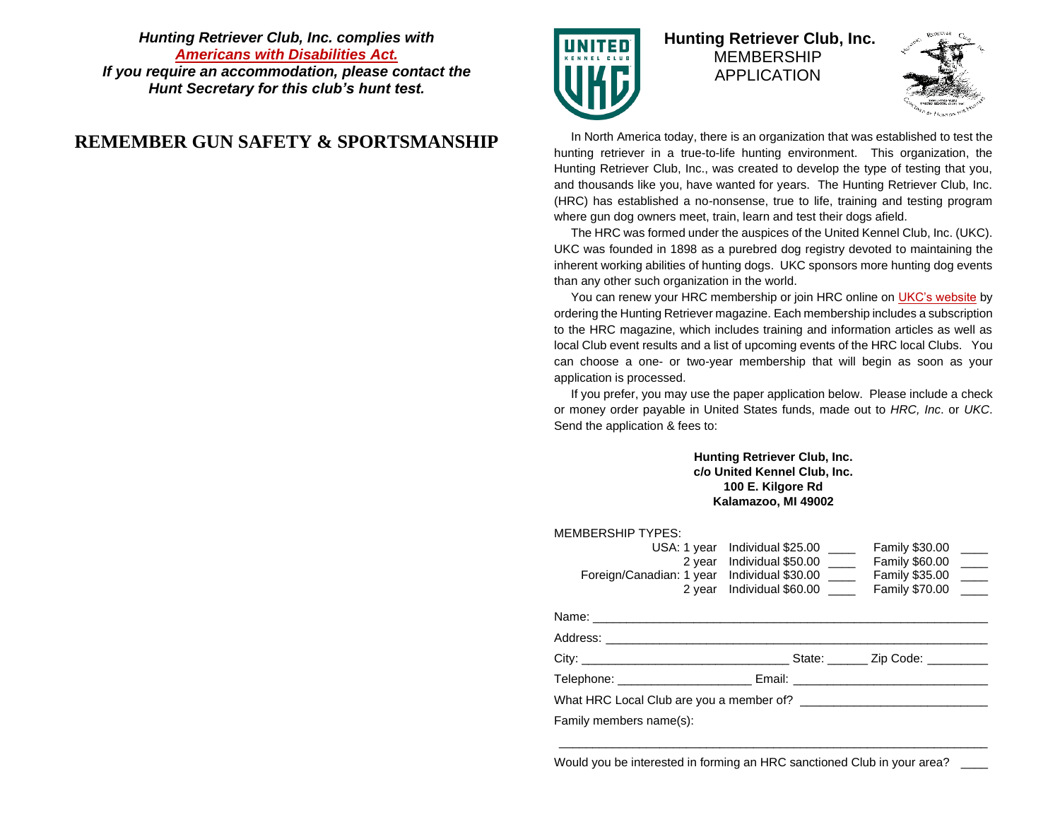***Hunting Retriever Club, Inc. complies with [Americans with Disabilities Act.](#)***
***If you require an accommodation, please contact the Hunt Secretary for this club's hunt test.***

## REMEMBER GUN SAFETY & SPORTSMANSHIP

**Hunting Retriever Club, Inc.**
MEMBERSHIP APPLICATION

In North America today, there is an organization that was established to test the hunting retriever in a true-to-life hunting environment. This organization, the Hunting Retriever Club, Inc., was created to develop the type of testing that you, and thousands like you, have wanted for years. The Hunting Retriever Club, Inc. (HRC) has established a no-nonsense, true to life, training and testing program where gun dog owners meet, train, learn and test their dogs afield.

The HRC was formed under the auspices of the United Kennel Club, Inc. (UKC). UKC was founded in 1898 as a purebred dog registry devoted to maintaining the inherent working abilities of hunting dogs. UKC sponsors more hunting dog events than any other such organization in the world.

You can renew your HRC membership or join HRC online on UKC's website by ordering the Hunting Retriever magazine. Each membership includes a subscription to the HRC magazine, which includes training and information articles as well as local Club event results and a list of upcoming events of the HRC local Clubs. You can choose a one- or two-year membership that will begin as soon as your application is processed.

If you prefer, you may use the paper application below. Please include a check or money order payable in United States funds, made out to *HRC, Inc*. or *UKC*. Send the application & fees to:

**Hunting Retriever Club, Inc.**
**c/o United Kennel Club, Inc.**
**100 E. Kilgore Rd**
**Kalamazoo, MI 49002**

MEMBERSHIP TYPES:

| | | | | | |
|---|---|---|---|---|---|
| USA: 1 year | Individual $25.00 | ____ | Family $30.00 | ____ |
| 2 year | Individual $50.00 | ____ | Family $60.00 | ____ |
| Foreign/Canadian: 1 year | Individual $30.00 | ____ | Family $35.00 | ____ |
| 2 year | Individual $60.00 | ____ | Family $70.00 | ____ |

Name: ____________________________________________________________

Address: __________________________________________________________

City: ______________________________ State: ______ Zip Code: _________

Telephone: ____________________ Email: _____________________________

What HRC Local Club are you a member of? ___________________________

Family members name(s):

_________________________________________________________________

Would you be interested in forming an HRC sanctioned Club in your area? ____